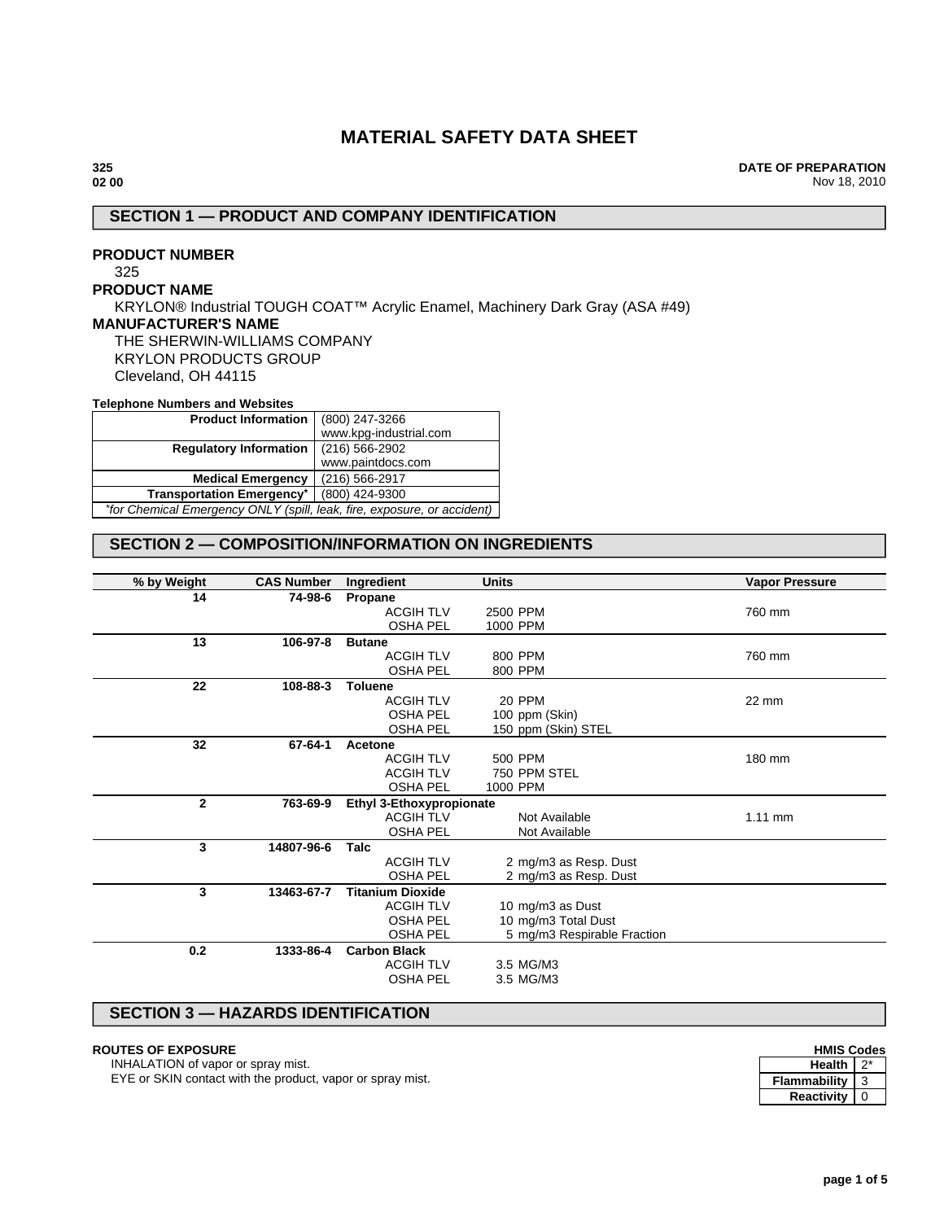# MATERIAL SAFETY DATA SHEET

**325**
**02 00**

**DATE OF PREPARATION**
Nov 18, 2010

## SECTION 1 — PRODUCT AND COMPANY IDENTIFICATION

**PRODUCT NUMBER**
325

**PRODUCT NAME**
KRYLON® Industrial TOUGH COAT™ Acrylic Enamel, Machinery Dark Gray (ASA #49)

**MANUFACTURER'S NAME**
THE SHERWIN-WILLIAMS COMPANY
KRYLON PRODUCTS GROUP
Cleveland, OH 44115

**Telephone Numbers and Websites**

| | |
|---|---|
| **Product Information** | (800) 247-3266<br>www.kpg-industrial.com |
| **Regulatory Information** | (216) 566-2902<br>www.paintdocs.com |
| **Medical Emergency** | (216) 566-2917 |
| **Transportation Emergency*** | (800) 424-9300 |

*\*for Chemical Emergency ONLY (spill, leak, fire, exposure, or accident)*

## SECTION 2 — COMPOSITION/INFORMATION ON INGREDIENTS

| % by Weight | CAS Number | Ingredient | Units | Vapor Pressure |
|---|---|---|---|---|
| 14 | 74-98-6 | **Propane** | | |
| | | ACGIH TLV | 2500 PPM | 760 mm |
| | | OSHA PEL | 1000 PPM | |
| 13 | 106-97-8 | **Butane** | | |
| | | ACGIH TLV | 800 PPM | 760 mm |
| | | OSHA PEL | 800 PPM | |
| 22 | 108-88-3 | **Toluene** | | |
| | | ACGIH TLV | 20 PPM | 22 mm |
| | | OSHA PEL | 100 ppm (Skin) | |
| | | OSHA PEL | 150 ppm (Skin) STEL | |
| 32 | 67-64-1 | **Acetone** | | |
| | | ACGIH TLV | 500 PPM | 180 mm |
| | | ACGIH TLV | 750 PPM STEL | |
| | | OSHA PEL | 1000 PPM | |
| 2 | 763-69-9 | **Ethyl 3-Ethoxypropionate** | | |
| | | ACGIH TLV | Not Available | 1.11 mm |
| | | OSHA PEL | Not Available | |
| 3 | 14807-96-6 | **Talc** | | |
| | | ACGIH TLV | 2 mg/m3 as Resp. Dust | |
| | | OSHA PEL | 2 mg/m3 as Resp. Dust | |
| 3 | 13463-67-7 | **Titanium Dioxide** | | |
| | | ACGIH TLV | 10 mg/m3 as Dust | |
| | | OSHA PEL | 10 mg/m3 Total Dust | |
| | | OSHA PEL | 5 mg/m3 Respirable Fraction | |
| 0.2 | 1333-86-4 | **Carbon Black** | | |
| | | ACGIH TLV | 3.5 MG/M3 | |
| | | OSHA PEL | 3.5 MG/M3 | |

## SECTION 3 — HAZARDS IDENTIFICATION

**ROUTES OF EXPOSURE**
INHALATION of vapor or spray mist.
EYE or SKIN contact with the product, vapor or spray mist.

**HMIS Codes**

| | |
|---|---|
| **Health** | 2* |
| **Flammability** | 3 |
| **Reactivity** | 0 |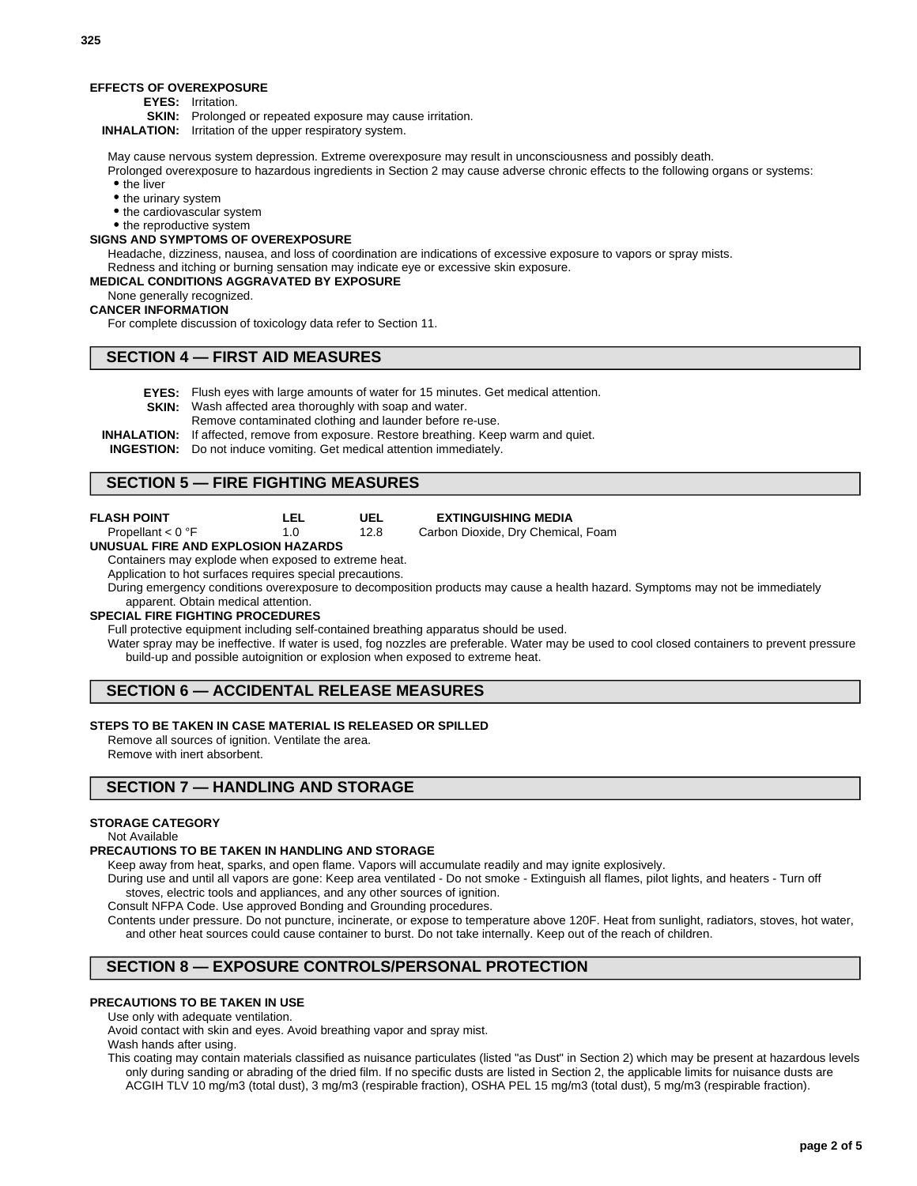**EFFECTS OF OVEREXPOSURE**

**EYES:** Irritation.
**SKIN:** Prolonged or repeated exposure may cause irritation.
**INHALATION:** Irritation of the upper respiratory system.

May cause nervous system depression. Extreme overexposure may result in unconsciousness and possibly death.
Prolonged overexposure to hazardous ingredients in Section 2 may cause adverse chronic effects to the following organs or systems:

- the liver
- the urinary system
- the cardiovascular system
- the reproductive system

**SIGNS AND SYMPTOMS OF OVEREXPOSURE**

Headache, dizziness, nausea, and loss of coordination are indications of excessive exposure to vapors or spray mists.
Redness and itching or burning sensation may indicate eye or excessive skin exposure.

**MEDICAL CONDITIONS AGGRAVATED BY EXPOSURE**

None generally recognized.

**CANCER INFORMATION**

For complete discussion of toxicology data refer to Section 11.

## SECTION 4 — FIRST AID MEASURES

**EYES:** Flush eyes with large amounts of water for 15 minutes. Get medical attention.
**SKIN:** Wash affected area thoroughly with soap and water.
Remove contaminated clothing and launder before re-use.
**INHALATION:** If affected, remove from exposure. Restore breathing. Keep warm and quiet.
**INGESTION:** Do not induce vomiting. Get medical attention immediately.

## SECTION 5 — FIRE FIGHTING MEASURES

| FLASH POINT | LEL | UEL | EXTINGUISHING MEDIA |
|---|---|---|---|
| Propellant < 0 °F | 1.0 | 12.8 | Carbon Dioxide, Dry Chemical, Foam |

**UNUSUAL FIRE AND EXPLOSION HAZARDS**

Containers may explode when exposed to extreme heat.
Application to hot surfaces requires special precautions.
During emergency conditions overexposure to decomposition products may cause a health hazard. Symptoms may not be immediately apparent. Obtain medical attention.

**SPECIAL FIRE FIGHTING PROCEDURES**

Full protective equipment including self-contained breathing apparatus should be used.
Water spray may be ineffective. If water is used, fog nozzles are preferable. Water may be used to cool closed containers to prevent pressure build-up and possible autoignition or explosion when exposed to extreme heat.

## SECTION 6 — ACCIDENTAL RELEASE MEASURES

**STEPS TO BE TAKEN IN CASE MATERIAL IS RELEASED OR SPILLED**

Remove all sources of ignition. Ventilate the area.
Remove with inert absorbent.

## SECTION 7 — HANDLING AND STORAGE

**STORAGE CATEGORY**

Not Available

**PRECAUTIONS TO BE TAKEN IN HANDLING AND STORAGE**

Keep away from heat, sparks, and open flame. Vapors will accumulate readily and may ignite explosively.
During use and until all vapors are gone: Keep area ventilated - Do not smoke - Extinguish all flames, pilot lights, and heaters - Turn off stoves, electric tools and appliances, and any other sources of ignition.
Consult NFPA Code. Use approved Bonding and Grounding procedures.
Contents under pressure. Do not puncture, incinerate, or expose to temperature above 120F. Heat from sunlight, radiators, stoves, hot water, and other heat sources could cause container to burst. Do not take internally. Keep out of the reach of children.

## SECTION 8 — EXPOSURE CONTROLS/PERSONAL PROTECTION

**PRECAUTIONS TO BE TAKEN IN USE**

Use only with adequate ventilation.
Avoid contact with skin and eyes. Avoid breathing vapor and spray mist.
Wash hands after using.
This coating may contain materials classified as nuisance particulates (listed "as Dust" in Section 2) which may be present at hazardous levels only during sanding or abrading of the dried film. If no specific dusts are listed in Section 2, the applicable limits for nuisance dusts are ACGIH TLV 10 mg/m3 (total dust), 3 mg/m3 (respirable fraction), OSHA PEL 15 mg/m3 (total dust), 5 mg/m3 (respirable fraction).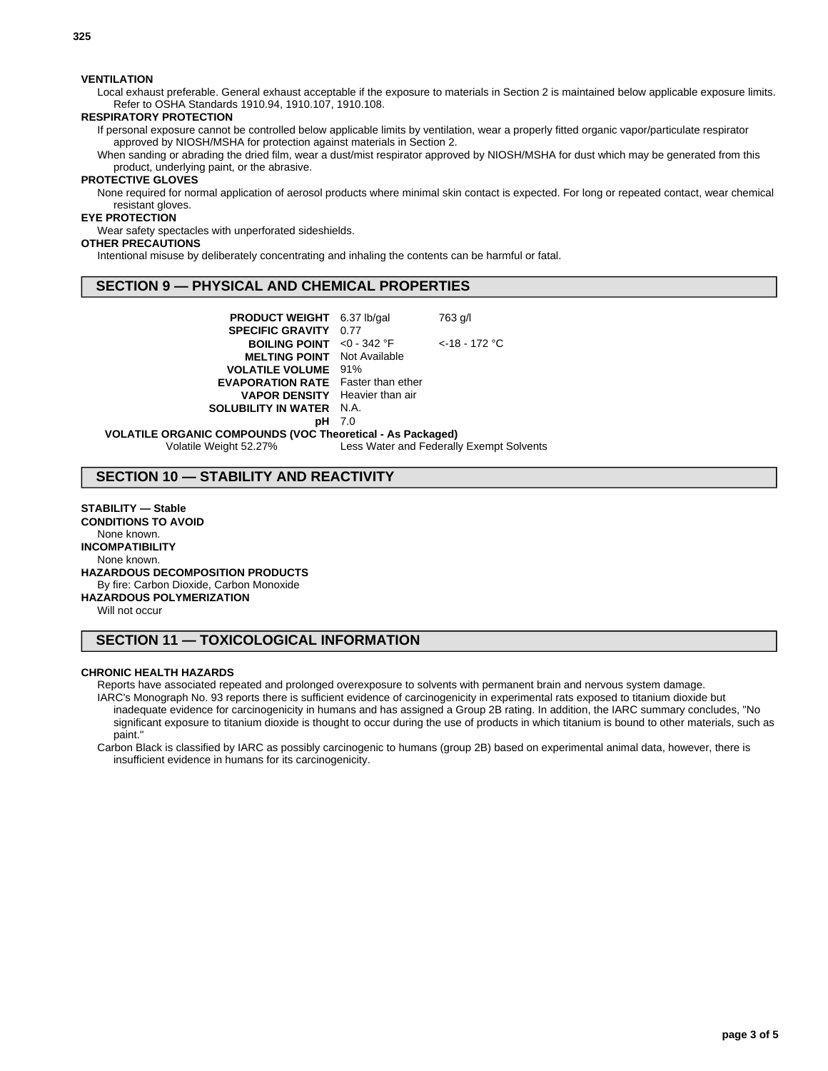**VENTILATION**

Local exhaust preferable. General exhaust acceptable if the exposure to materials in Section 2 is maintained below applicable exposure limits. Refer to OSHA Standards 1910.94, 1910.107, 1910.108.

**RESPIRATORY PROTECTION**

If personal exposure cannot be controlled below applicable limits by ventilation, wear a properly fitted organic vapor/particulate respirator approved by NIOSH/MSHA for protection against materials in Section 2.

When sanding or abrading the dried film, wear a dust/mist respirator approved by NIOSH/MSHA for dust which may be generated from this product, underlying paint, or the abrasive.

**PROTECTIVE GLOVES**

None required for normal application of aerosol products where minimal skin contact is expected. For long or repeated contact, wear chemical resistant gloves.

**EYE PROTECTION**

Wear safety spectacles with unperforated sideshields.

**OTHER PRECAUTIONS**

Intentional misuse by deliberately concentrating and inhaling the contents can be harmful or fatal.

## SECTION 9 — PHYSICAL AND CHEMICAL PROPERTIES

| | | |
|---|---|---|
| **PRODUCT WEIGHT** | 6.37 lb/gal | 763 g/l |
| **SPECIFIC GRAVITY** | 0.77 | |
| **BOILING POINT** | <0 - 342 °F | <-18 - 172 °C |
| **MELTING POINT** | Not Available | |
| **VOLATILE VOLUME** | 91% | |
| **EVAPORATION RATE** | Faster than ether | |
| **VAPOR DENSITY** | Heavier than air | |
| **SOLUBILITY IN WATER** | N.A. | |
| **pH** | 7.0 | |

**VOLATILE ORGANIC COMPOUNDS (VOC Theoretical - As Packaged)**

Volatile Weight 52.27% Less Water and Federally Exempt Solvents

## SECTION 10 — STABILITY AND REACTIVITY

**STABILITY — Stable**

**CONDITIONS TO AVOID**

None known.

**INCOMPATIBILITY**

None known.

**HAZARDOUS DECOMPOSITION PRODUCTS**

By fire: Carbon Dioxide, Carbon Monoxide

**HAZARDOUS POLYMERIZATION**

Will not occur

## SECTION 11 — TOXICOLOGICAL INFORMATION

**CHRONIC HEALTH HAZARDS**

Reports have associated repeated and prolonged overexposure to solvents with permanent brain and nervous system damage.

IARC's Monograph No. 93 reports there is sufficient evidence of carcinogenicity in experimental rats exposed to titanium dioxide but inadequate evidence for carcinogenicity in humans and has assigned a Group 2B rating. In addition, the IARC summary concludes, "No significant exposure to titanium dioxide is thought to occur during the use of products in which titanium is bound to other materials, such as paint."

Carbon Black is classified by IARC as possibly carcinogenic to humans (group 2B) based on experimental animal data, however, there is insufficient evidence in humans for its carcinogenicity.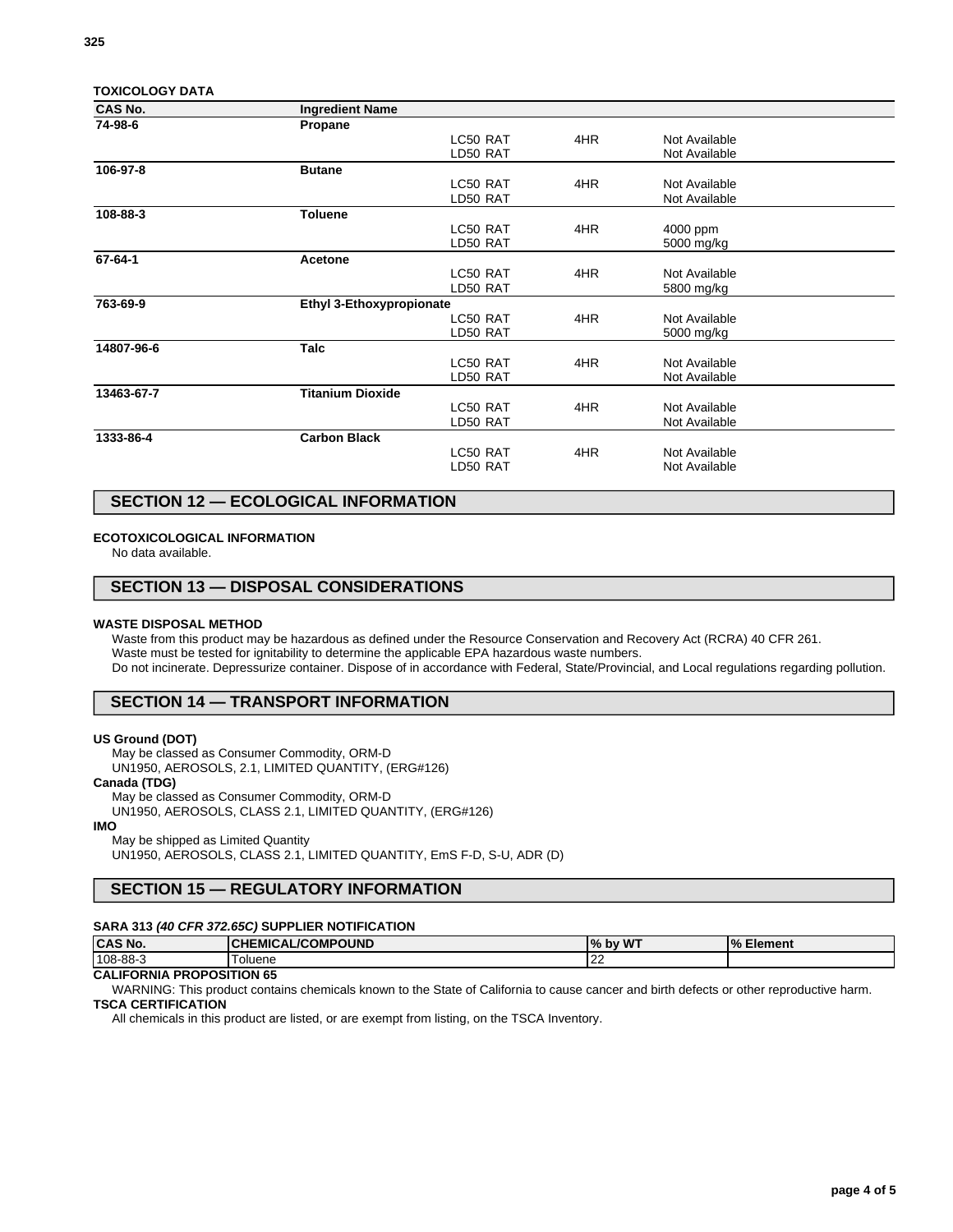### TOXICOLOGY DATA

| CAS No. | Ingredient Name | | | |
|---|---|---|---|---|
| 74-98-6 | Propane | | | |
| | | LC50 RAT | 4HR | Not Available |
| | | LD50 RAT | | Not Available |
| 106-97-8 | Butane | | | |
| | | LC50 RAT | 4HR | Not Available |
| | | LD50 RAT | | Not Available |
| 108-88-3 | Toluene | | | |
| | | LC50 RAT | 4HR | 4000 ppm |
| | | LD50 RAT | | 5000 mg/kg |
| 67-64-1 | Acetone | | | |
| | | LC50 RAT | 4HR | Not Available |
| | | LD50 RAT | | 5800 mg/kg |
| 763-69-9 | Ethyl 3-Ethoxypropionate | | | |
| | | LC50 RAT | 4HR | Not Available |
| | | LD50 RAT | | 5000 mg/kg |
| 14807-96-6 | Talc | | | |
| | | LC50 RAT | 4HR | Not Available |
| | | LD50 RAT | | Not Available |
| 13463-67-7 | Titanium Dioxide | | | |
| | | LC50 RAT | 4HR | Not Available |
| | | LD50 RAT | | Not Available |
| 1333-86-4 | Carbon Black | | | |
| | | LC50 RAT | 4HR | Not Available |
| | | LD50 RAT | | Not Available |

## SECTION 12 — ECOLOGICAL INFORMATION

**ECOTOXICOLOGICAL INFORMATION**

No data available.

## SECTION 13 — DISPOSAL CONSIDERATIONS

**WASTE DISPOSAL METHOD**

Waste from this product may be hazardous as defined under the Resource Conservation and Recovery Act (RCRA) 40 CFR 261.
Waste must be tested for ignitability to determine the applicable EPA hazardous waste numbers.
Do not incinerate. Depressurize container. Dispose of in accordance with Federal, State/Provincial, and Local regulations regarding pollution.

## SECTION 14 — TRANSPORT INFORMATION

**US Ground (DOT)**

May be classed as Consumer Commodity, ORM-D
UN1950, AEROSOLS, 2.1, LIMITED QUANTITY, (ERG#126)

**Canada (TDG)**

May be classed as Consumer Commodity, ORM-D
UN1950, AEROSOLS, CLASS 2.1, LIMITED QUANTITY, (ERG#126)

**IMO**

May be shipped as Limited Quantity
UN1950, AEROSOLS, CLASS 2.1, LIMITED QUANTITY, EmS F-D, S-U, ADR (D)

## SECTION 15 — REGULATORY INFORMATION

**SARA 313 *(40 CFR 372.65C)* SUPPLIER NOTIFICATION**

| CAS No. | CHEMICAL/COMPOUND | % by WT | % Element |
|---|---|---|---|
| 108-88-3 | Toluene | 22 | |

**CALIFORNIA PROPOSITION 65**

WARNING: This product contains chemicals known to the State of California to cause cancer and birth defects or other reproductive harm.

**TSCA CERTIFICATION**

All chemicals in this product are listed, or are exempt from listing, on the TSCA Inventory.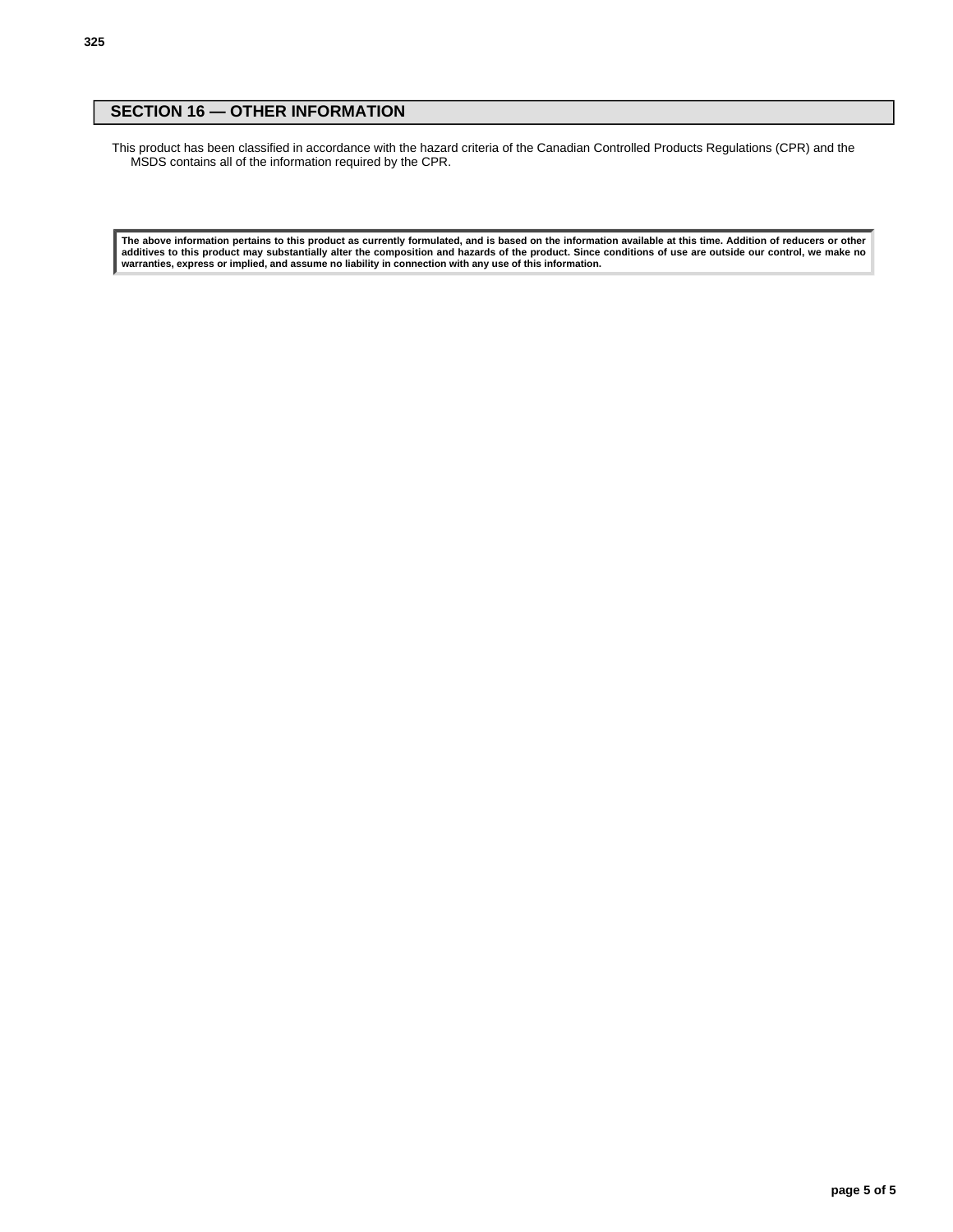## SECTION 16 — OTHER INFORMATION

This product has been classified in accordance with the hazard criteria of the Canadian Controlled Products Regulations (CPR) and the MSDS contains all of the information required by the CPR.

**The above information pertains to this product as currently formulated, and is based on the information available at this time. Addition of reducers or other additives to this product may substantially alter the composition and hazards of the product. Since conditions of use are outside our control, we make no warranties, express or implied, and assume no liability in connection with any use of this information.**